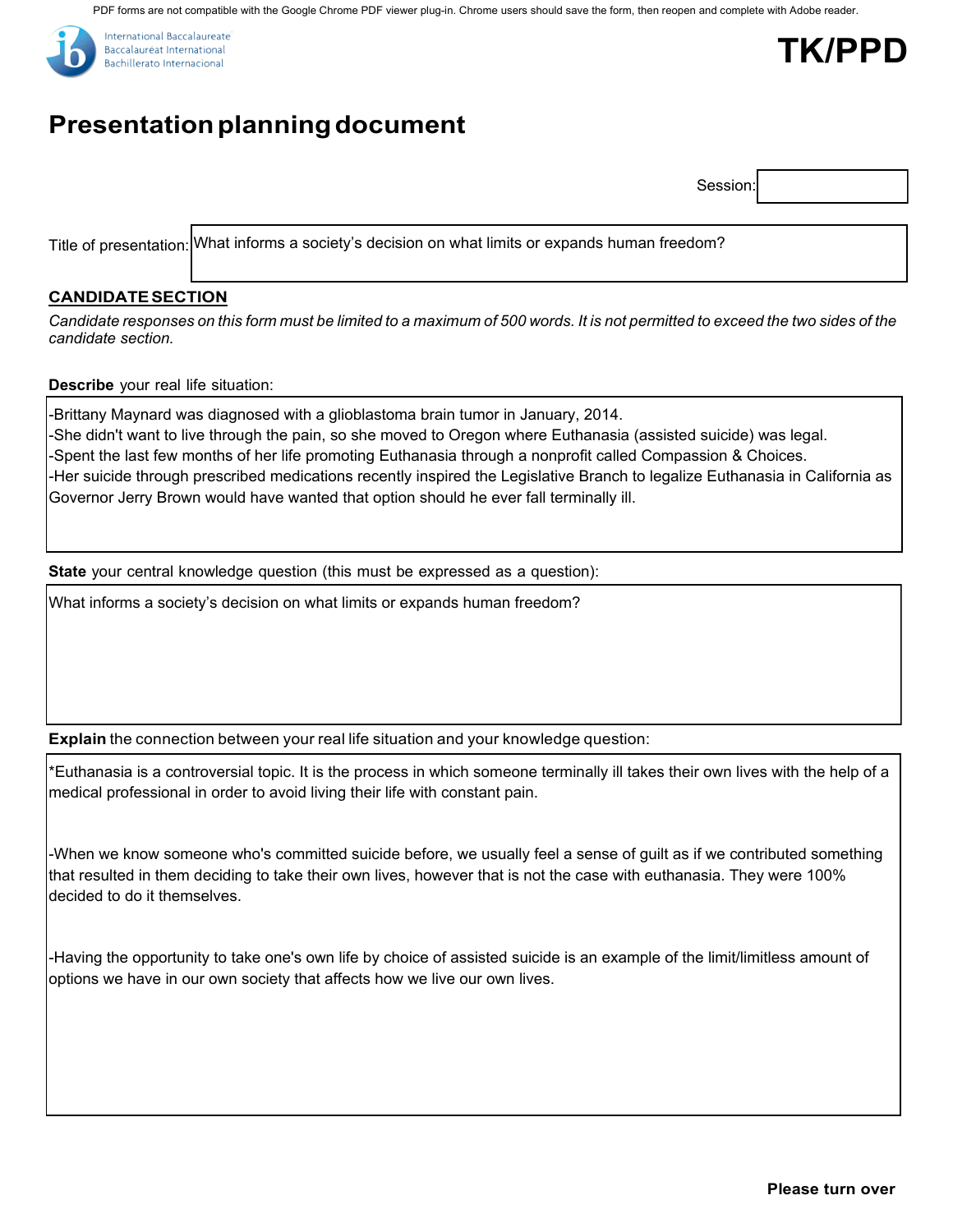PDF forms are not compatible with the Google Chrome PDF viewer plug-in. Chrome users should save the form, then reopen and complete with Adobe reader.

International Baccalaureate
Baccalauréat International
Bachillerato Internacional

# TK/PPD

## Presentation planning document

Session:

Title of presentation: What informs a society's decision on what limits or expands human freedom?

### CANDIDATE SECTION

*Candidate responses on this form must be limited to a maximum of 500 words. It is not permitted to exceed the two sides of the candidate section.*

**Describe** your real life situation:

-Brittany Maynard was diagnosed with a glioblastoma brain tumor in January, 2014.
-She didn't want to live through the pain, so she moved to Oregon where Euthanasia (assisted suicide) was legal.
-Spent the last few months of her life promoting Euthanasia through a nonprofit called Compassion & Choices.
-Her suicide through prescribed medications recently inspired the Legislative Branch to legalize Euthanasia in California as Governor Jerry Brown would have wanted that option should he ever fall terminally ill.

**State** your central knowledge question (this must be expressed as a question):

What informs a society's decision on what limits or expands human freedom?

**Explain** the connection between your real life situation and your knowledge question:

*Euthanasia is a controversial topic. It is the process in which someone terminally ill takes their own lives with the help of a medical professional in order to avoid living their life with constant pain.

-When we know someone who's committed suicide before, we usually feel a sense of guilt as if we contributed something that resulted in them deciding to take their own lives, however that is not the case with euthanasia. They were 100% decided to do it themselves.

-Having the opportunity to take one's own life by choice of assisted suicide is an example of the limit/limitless amount of options we have in our own society that affects how we live our own lives.

**Please turn over**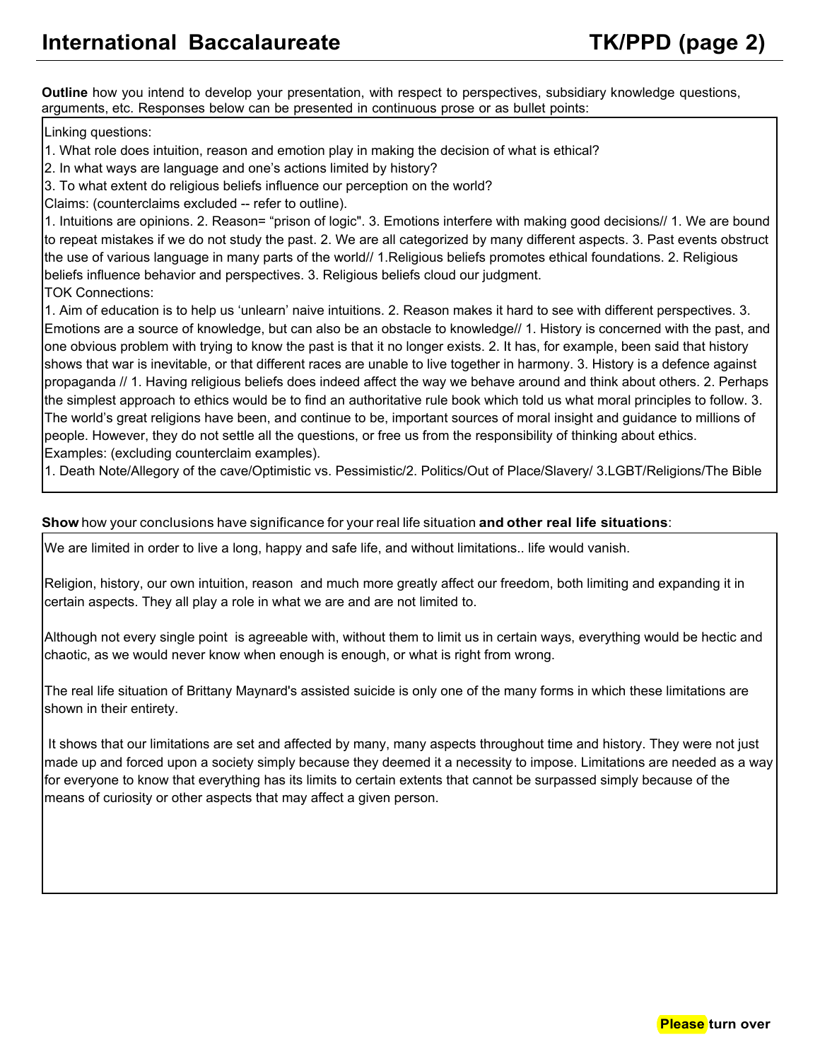**Outline** how you intend to develop your presentation, with respect to perspectives, subsidiary knowledge questions, arguments, etc. Responses below can be presented in continuous prose or as bullet points:

Linking questions:

1. What role does intuition, reason and emotion play in making the decision of what is ethical?
2. In what ways are language and one's actions limited by history?
3. To what extent do religious beliefs influence our perception on the world?

Claims: (counterclaims excluded -- refer to outline).

1. Intuitions are opinions. 2. Reason= "prison of logic". 3. Emotions interfere with making good decisions// 1. We are bound to repeat mistakes if we do not study the past. 2. We are all categorized by many different aspects. 3. Past events obstruct the use of various language in many parts of the world// 1.Religious beliefs promotes ethical foundations. 2. Religious beliefs influence behavior and perspectives. 3. Religious beliefs cloud our judgment.

TOK Connections:

1. Aim of education is to help us 'unlearn' naive intuitions. 2. Reason makes it hard to see with different perspectives. 3. Emotions are a source of knowledge, but can also be an obstacle to knowledge// 1. History is concerned with the past, and one obvious problem with trying to know the past is that it no longer exists. 2. It has, for example, been said that history shows that war is inevitable, or that different races are unable to live together in harmony. 3. History is a defence against propaganda // 1. Having religious beliefs does indeed affect the way we behave around and think about others. 2. Perhaps the simplest approach to ethics would be to find an authoritative rule book which told us what moral principles to follow. 3. The world's great religions have been, and continue to be, important sources of moral insight and guidance to millions of people. However, they do not settle all the questions, or free us from the responsibility of thinking about ethics.

Examples: (excluding counterclaim examples).

1. Death Note/Allegory of the cave/Optimistic vs. Pessimistic/2. Politics/Out of Place/Slavery/ 3.LGBT/Religions/The Bible

**Show** how your conclusions have significance for your real life situation **and other real life situations**:

We are limited in order to live a long, happy and safe life, and without limitations.. life would vanish.

Religion, history, our own intuition, reason and much more greatly affect our freedom, both limiting and expanding it in certain aspects. They all play a role in what we are and are not limited to.

Although not every single point is agreeable with, without them to limit us in certain ways, everything would be hectic and chaotic, as we would never know when enough is enough, or what is right from wrong.

The real life situation of Brittany Maynard's assisted suicide is only one of the many forms in which these limitations are shown in their entirety.

It shows that our limitations are set and affected by many, many aspects throughout time and history. They were not just made up and forced upon a society simply because they deemed it a necessity to impose. Limitations are needed as a way for everyone to know that everything has its limits to certain extents that cannot be surpassed simply because of the means of curiosity or other aspects that may affect a given person.

**Please turn over**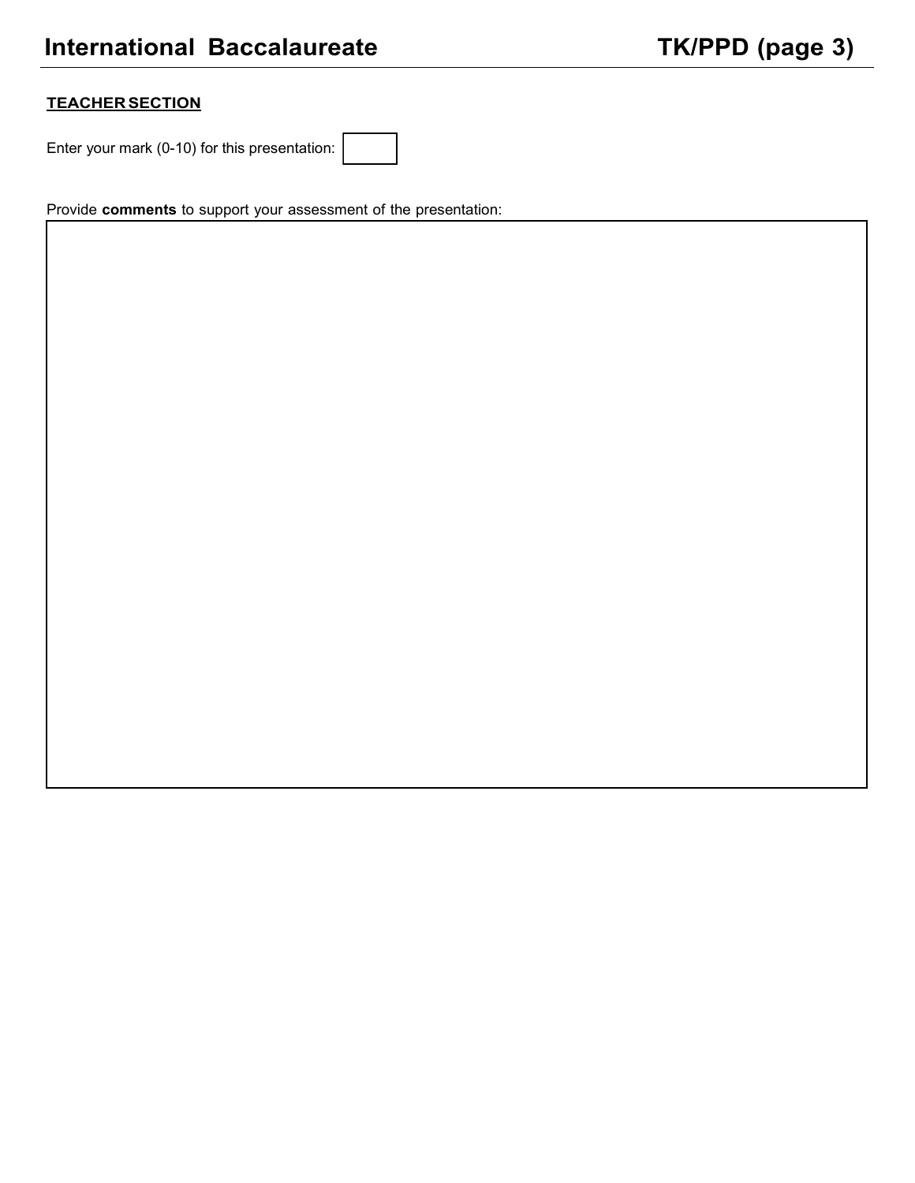**TEACHER SECTION**

Enter your mark (0-10) for this presentation:

Provide **comments** to support your assessment of the presentation: